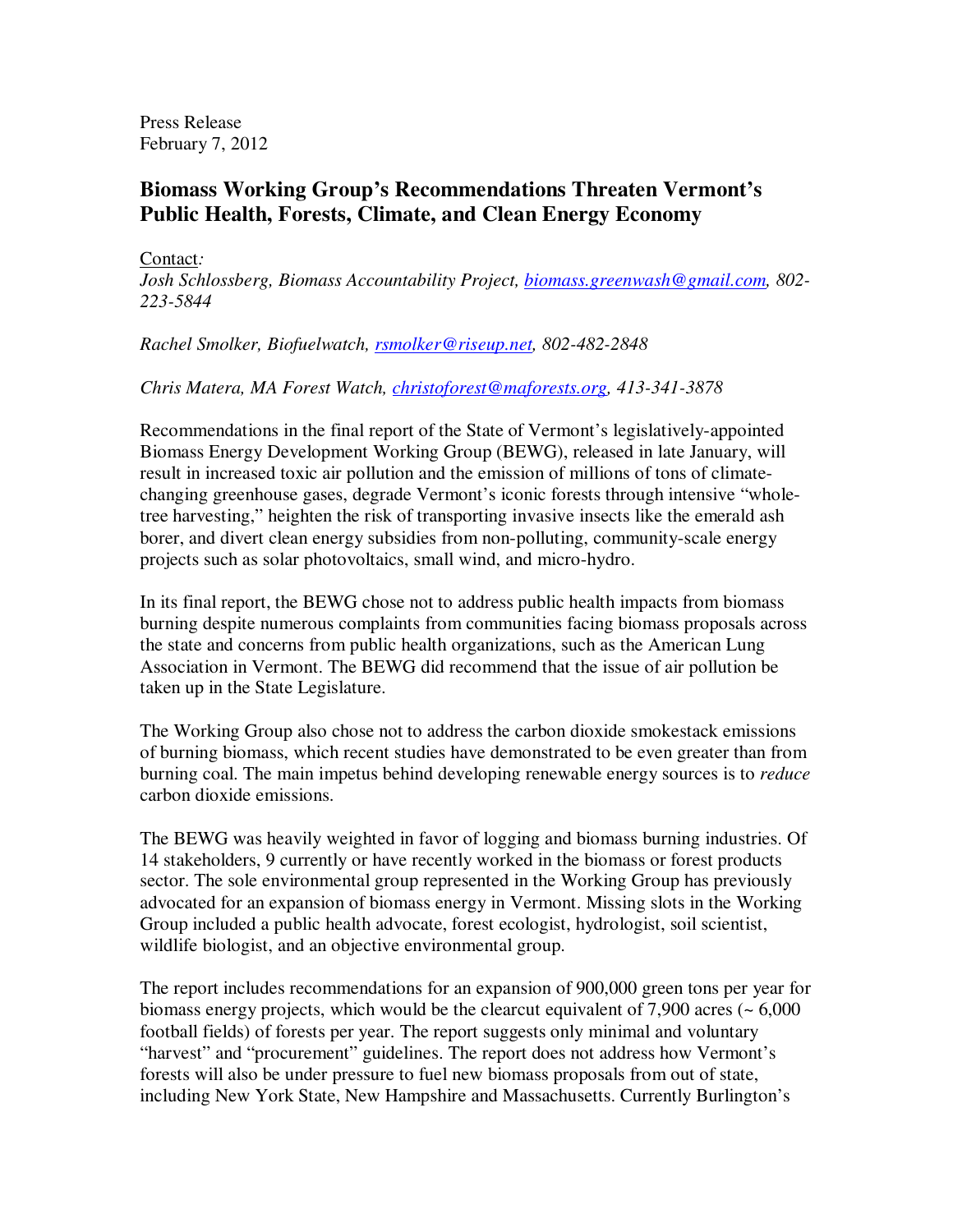Press Release
February 7, 2012

## Biomass Working Group's Recommendations Threaten Vermont's Public Health, Forests, Climate, and Clean Energy Economy

Contact*:*
*Josh Schlossberg, Biomass Accountability Project, biomass.greenwash@gmail.com, 802-223-5844*

*Rachel Smolker, Biofuelwatch, rsmolker@riseup.net, 802-482-2848*

*Chris Matera, MA Forest Watch, christoforest@maforests.org, 413-341-3878*

Recommendations in the final report of the State of Vermont's legislatively-appointed Biomass Energy Development Working Group (BEWG), released in late January, will result in increased toxic air pollution and the emission of millions of tons of climate-changing greenhouse gases, degrade Vermont's iconic forests through intensive "whole-tree harvesting," heighten the risk of transporting invasive insects like the emerald ash borer, and divert clean energy subsidies from non-polluting, community-scale energy projects such as solar photovoltaics, small wind, and micro-hydro.

In its final report, the BEWG chose not to address public health impacts from biomass burning despite numerous complaints from communities facing biomass proposals across the state and concerns from public health organizations, such as the American Lung Association in Vermont. The BEWG did recommend that the issue of air pollution be taken up in the State Legislature.

The Working Group also chose not to address the carbon dioxide smokestack emissions of burning biomass, which recent studies have demonstrated to be even greater than from burning coal. The main impetus behind developing renewable energy sources is to *reduce* carbon dioxide emissions.

The BEWG was heavily weighted in favor of logging and biomass burning industries. Of 14 stakeholders, 9 currently or have recently worked in the biomass or forest products sector. The sole environmental group represented in the Working Group has previously advocated for an expansion of biomass energy in Vermont. Missing slots in the Working Group included a public health advocate, forest ecologist, hydrologist, soil scientist, wildlife biologist, and an objective environmental group.

The report includes recommendations for an expansion of 900,000 green tons per year for biomass energy projects, which would be the clearcut equivalent of 7,900 acres (~ 6,000 football fields) of forests per year. The report suggests only minimal and voluntary "harvest" and "procurement" guidelines. The report does not address how Vermont's forests will also be under pressure to fuel new biomass proposals from out of state, including New York State, New Hampshire and Massachusetts. Currently Burlington's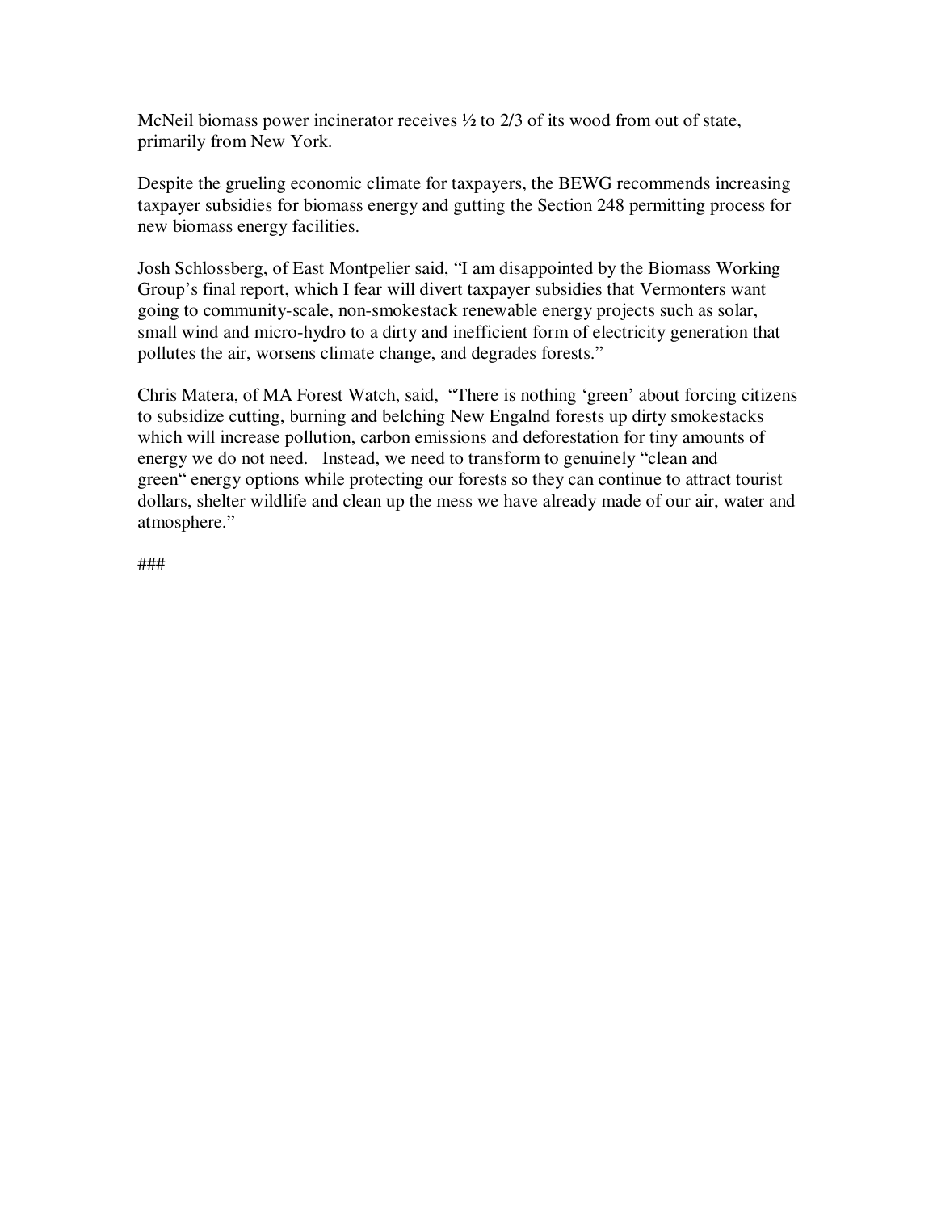McNeil biomass power incinerator receives ½ to 2/3 of its wood from out of state, primarily from New York.

Despite the grueling economic climate for taxpayers, the BEWG recommends increasing taxpayer subsidies for biomass energy and gutting the Section 248 permitting process for new biomass energy facilities.

Josh Schlossberg, of East Montpelier said, "I am disappointed by the Biomass Working Group's final report, which I fear will divert taxpayer subsidies that Vermonters want going to community-scale, non-smokestack renewable energy projects such as solar, small wind and micro-hydro to a dirty and inefficient form of electricity generation that pollutes the air, worsens climate change, and degrades forests."

Chris Matera, of MA Forest Watch, said, "There is nothing 'green' about forcing citizens to subsidize cutting, burning and belching New Engalnd forests up dirty smokestacks which will increase pollution, carbon emissions and deforestation for tiny amounts of energy we do not need. Instead, we need to transform to genuinely "clean and green" energy options while protecting our forests so they can continue to attract tourist dollars, shelter wildlife and clean up the mess we have already made of our air, water and atmosphere."

###